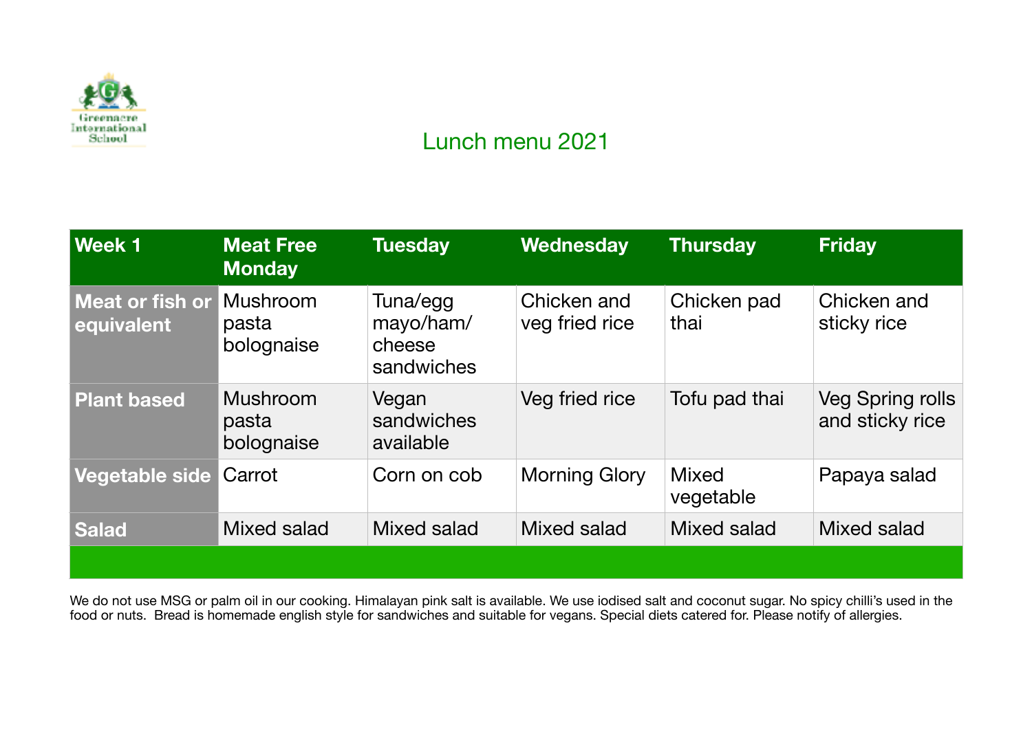Greenacre International School

# Lunch menu 2021

| Week 1 | Meat Free Monday | Tuesday | Wednesday | Thursday | Friday |
| --- | --- | --- | --- | --- | --- |
| **Meat or fish or equivalent** | Mushroom pasta bolognaise | Tuna/egg mayo/ham/ cheese sandwiches | Chicken and veg fried rice | Chicken pad thai | Chicken and sticky rice |
| **Plant based** | Mushroom pasta bolognaise | Vegan sandwiches available | Veg fried rice | Tofu pad thai | Veg Spring rolls and sticky rice |
| **Vegetable side** | Carrot | Corn on cob | Morning Glory | Mixed vegetable | Papaya salad |
| **Salad** | Mixed salad | Mixed salad | Mixed salad | Mixed salad | Mixed salad |

We do not use MSG or palm oil in our cooking. Himalayan pink salt is available. We use iodised salt and coconut sugar. No spicy chilli's used in the food or nuts. Bread is homemade english style for sandwiches and suitable for vegans. Special diets catered for. Please notify of allergies.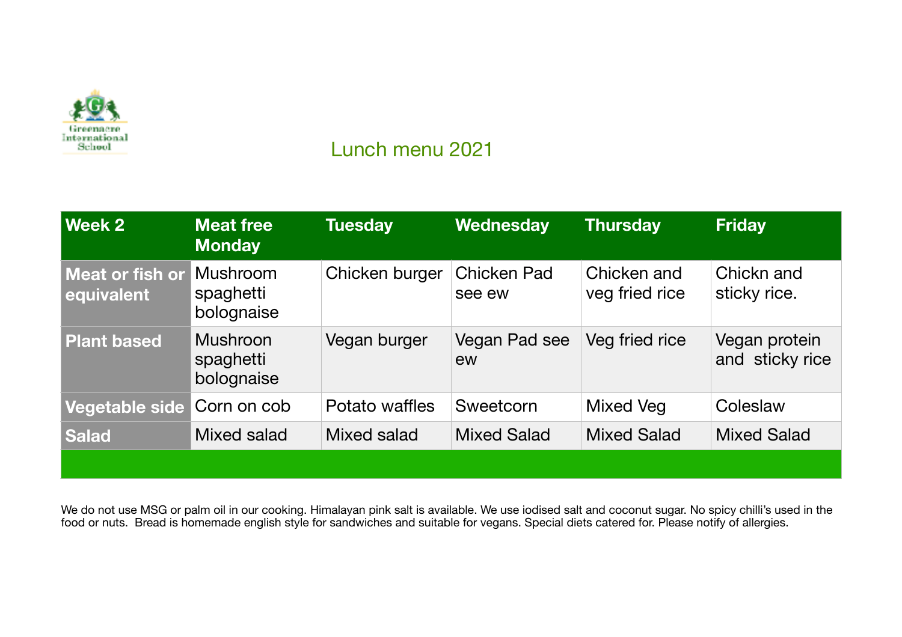Greenacre International School

# Lunch menu 2021

| Week 2 | Meat free Monday | Tuesday | Wednesday | Thursday | Friday |
|---|---|---|---|---|---|
| Meat or fish or equivalent | Mushroom spaghetti bolognaise | Chicken burger | Chicken Pad see ew | Chicken and veg fried rice | Chickn and sticky rice. |
| Plant based | Mushroon spaghetti bolognaise | Vegan burger | Vegan Pad see ew | Veg fried rice | Vegan protein and sticky rice |
| Vegetable side | Corn on cob | Potato waffles | Sweetcorn | Mixed Veg | Coleslaw |
| Salad | Mixed salad | Mixed salad | Mixed Salad | Mixed Salad | Mixed Salad |

We do not use MSG or palm oil in our cooking. Himalayan pink salt is available. We use iodised salt and coconut sugar. No spicy chilli's used in the food or nuts. Bread is homemade english style for sandwiches and suitable for vegans. Special diets catered for. Please notify of allergies.